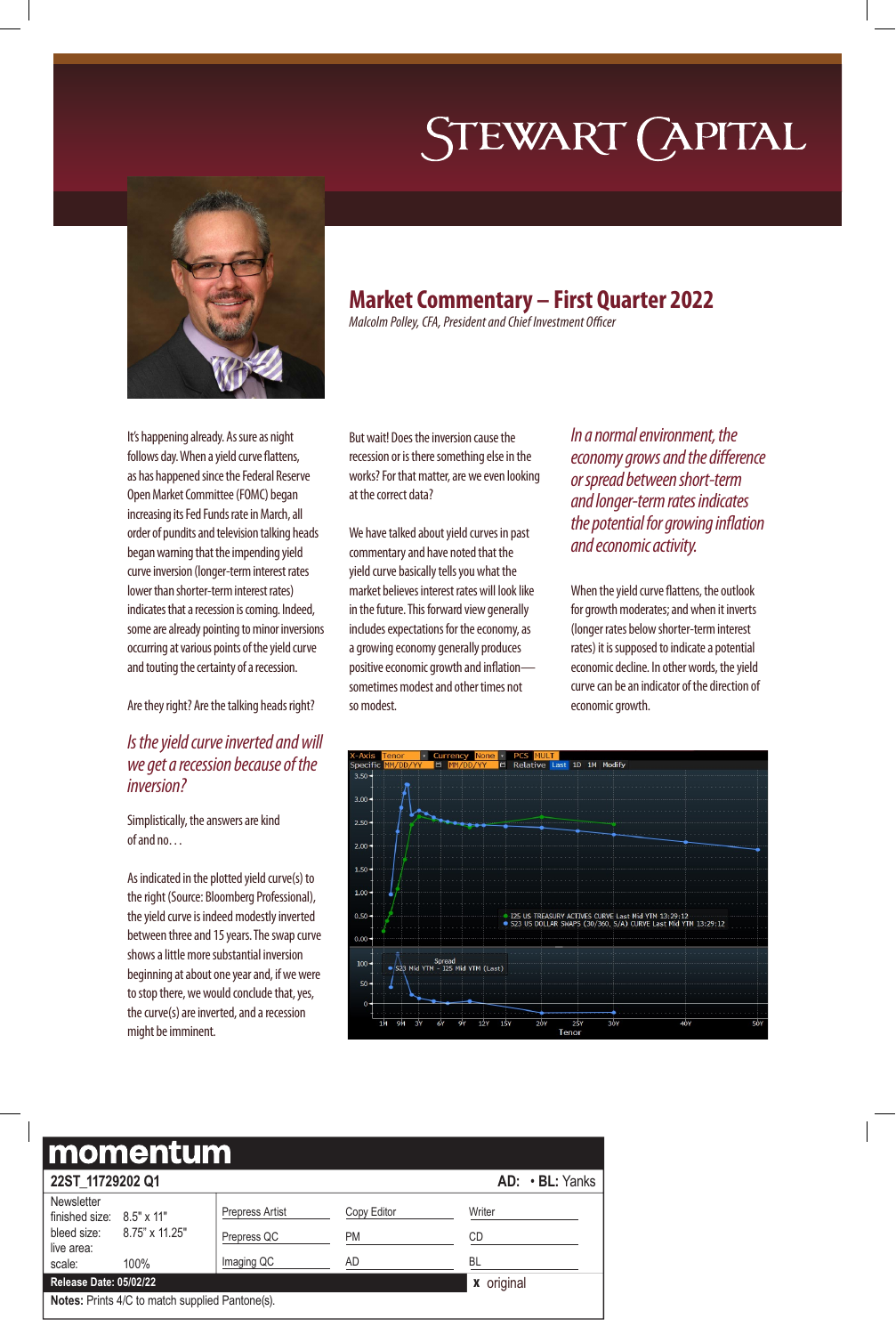# Stewart Capital

## Market Commentary – First Quarter 2022

*Malcolm Polley, CFA, President and Chief Investment Officer*

It's happening already. As sure as night follows day. When a yield curve flattens, as has happened since the Federal Reserve Open Market Committee (FOMC) began increasing its Fed Funds rate in March, all order of pundits and television talking heads began warning that the impending yield curve inversion (longer-term interest rates lower than shorter-term interest rates) indicates that a recession is coming. Indeed, some are already pointing to minor inversions occurring at various points of the yield curve and touting the certainty of a recession.

Are they right? Are the talking heads right?

*Is the yield curve inverted and will we get a recession because of the inversion?*

Simplistically, the answers are kind of and no…

As indicated in the plotted yield curve(s) to the right (Source: Bloomberg Professional), the yield curve is indeed modestly inverted between three and 15 years. The swap curve shows a little more substantial inversion beginning at about one year and, if we were to stop there, we would conclude that, yes, the curve(s) are inverted, and a recession might be imminent.

But wait! Does the inversion cause the recession or is there something else in the works? For that matter, are we even looking at the correct data?

We have talked about yield curves in past commentary and have noted that the yield curve basically tells you what the market believes interest rates will look like in the future. This forward view generally includes expectations for the economy, as a growing economy generally produces positive economic growth and inflation—sometimes modest and other times not so modest.

*In a normal environment, the economy grows and the difference or spread between short-term and longer-term rates indicates the potential for growing inflation and economic activity.*

When the yield curve flattens, the outlook for growth moderates; and when it inverts (longer rates below shorter-term interest rates) it is supposed to indicate a potential economic decline. In other words, the yield curve can be an indicator of the direction of economic growth.

I25 US TREASURY ACTIVES CURVE Last Mid YTM 13:29:12
S23 US DOLLAR SWAPS (30/360, S/A) CURVE Last Mid YTM 13:29:12
Spread S23 Mid YTM - I25 Mid YTM (Last)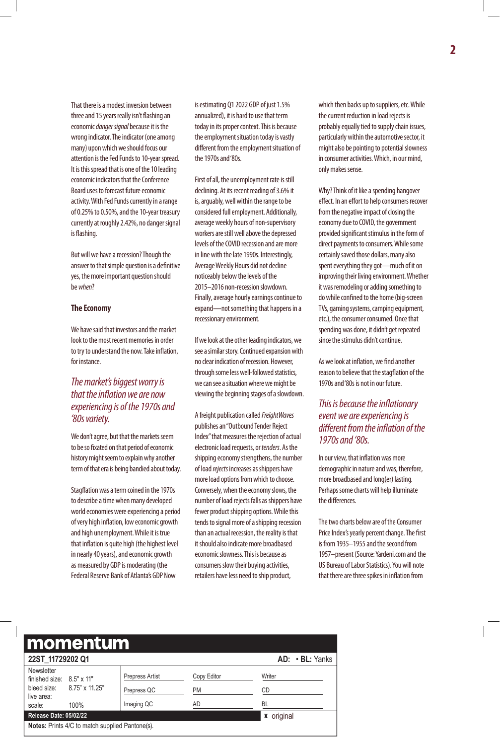That there is a modest inversion between three and 15 years really isn't flashing an economic *danger signal* because it is the wrong indicator. The indicator (one among many) upon which we should focus our attention is the Fed Funds to 10-year spread. It is this spread that is one of the 10 leading economic indicators that the Conference Board uses to forecast future economic activity. With Fed Funds currently in a range of 0.25% to 0.50%, and the 10-year treasury currently at roughly 2.42%, no danger signal is flashing.

But will we have a recession? Though the answer to that simple question is a definitive yes, the more important question should be *when*?

### The Economy

We have said that investors and the market look to the most recent memories in order to try to understand the now. Take inflation, for instance.

*The market's biggest worry is that the inflation we are now experiencing is of the 1970s and '80s variety.*

We don't agree, but that the markets seem to be so fixated on that period of economic history might seem to explain why another term of that era is being bandied about today.

Stagflation was a term coined in the 1970s to describe a time when many developed world economies were experiencing a period of very high inflation, low economic growth and high unemployment. While it is true that inflation is quite high (the highest level in nearly 40 years), and economic growth as measured by GDP is moderating (the Federal Reserve Bank of Atlanta's GDP Now is estimating Q1 2022 GDP of just 1.5% annualized), it is hard to use that term today in its proper context. This is because the employment situation today is vastly different from the employment situation of the 1970s and '80s.

First of all, the unemployment rate is still declining. At its recent reading of 3.6% it is, arguably, well within the range to be considered full employment. Additionally, average weekly hours of non-supervisory workers are still well above the depressed levels of the COVID recession and are more in line with the late 1990s. Interestingly, Average Weekly Hours did not decline noticeably below the levels of the 2015–2016 non-recession slowdown. Finally, average hourly earnings continue to expand—not something that happens in a recessionary environment.

If we look at the other leading indicators, we see a similar story. Continued expansion with no clear indication of recession. However, through some less well-followed statistics, we can see a situation where we might be viewing the beginning stages of a slowdown.

A freight publication called *FreightWaves* publishes an "Outbound Tender Reject Index" that measures the rejection of actual electronic load requests, or *tenders*. As the shipping economy strengthens, the number of load *rejects* increases as shippers have more load options from which to choose. Conversely, when the economy slows, the number of load rejects falls as shippers have fewer product shipping options. While this tends to signal more of a shipping recession than an actual recession, the reality is that it should also indicate more broadbased economic slowness. This is because as consumers slow their buying activities, retailers have less need to ship product, which then backs up to suppliers, etc. While the current reduction in load rejects is probably equally tied to supply chain issues, particularly within the automotive sector, it might also be pointing to potential slowness in consumer activities. Which, in our mind, only makes sense.

Why? Think of it like a spending hangover effect. In an effort to help consumers recover from the negative impact of closing the economy due to COVID, the government provided significant stimulus in the form of direct payments to consumers. While some certainly saved those dollars, many also spent everything they got—much of it on improving their living environment. Whether it was remodeling or adding something to do while confined to the home (big-screen TVs, gaming systems, camping equipment, etc.), the consumer consumed. Once that spending was done, it didn't get repeated since the stimulus didn't continue.

As we look at inflation, we find another reason to believe that the stagflation of the 1970s and '80s is not in our future.

*This is because the inflationary event we are experiencing is different from the inflation of the 1970s and '80s.*

In our view, that inflation was more demographic in nature and was, therefore, more broadbased and long(er) lasting. Perhaps some charts will help illuminate the differences.

The two charts below are of the Consumer Price Index's yearly percent change. The first is from 1935–1955 and the second from 1957–present (Source: Yardeni.com and the US Bureau of Labor Statistics). You will note that there are three spikes in inflation from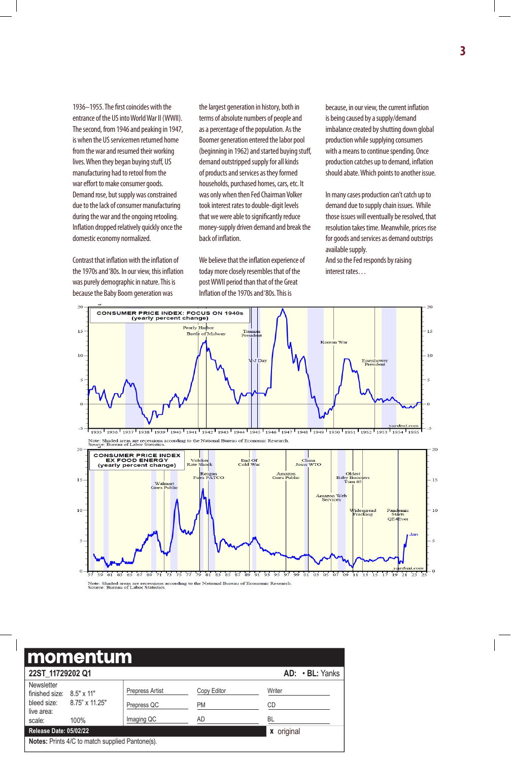1936–1955. The first coincides with the entrance of the US into World War II (WWII). The second, from 1946 and peaking in 1947, is when the US servicemen returned home from the war and resumed their working lives. When they began buying stuff, US manufacturing had to retool from the war effort to make consumer goods. Demand rose, but supply was constrained due to the lack of consumer manufacturing during the war and the ongoing retooling. Inflation dropped relatively quickly once the domestic economy normalized.

Contrast that inflation with the inflation of the 1970s and '80s. In our view, this inflation was purely demographic in nature. This is because the Baby Boom generation was the largest generation in history, both in terms of absolute numbers of people and as a percentage of the population. As the Boomer generation entered the labor pool (beginning in 1962) and started buying stuff, demand outstripped supply for all kinds of products and services as they formed households, purchased homes, cars, etc. It was only when then Fed Chairman Volker took interest rates to double-digit levels that we were able to significantly reduce money-supply driven demand and break the back of inflation.

We believe that the inflation experience of today more closely resembles that of the post WWII period than that of the Great Inflation of the 1970s and '80s. This is because, in our view, the current inflation is being caused by a supply/demand imbalance created by shutting down global production while supplying consumers with a means to continue spending. Once production catches up to demand, inflation should abate. Which points to another issue.

In many cases production can't catch up to demand due to supply chain issues. While those issues will eventually be resolved, that resolution takes time. Meanwhile, prices rise for goods and services as demand outstrips available supply.

And so the Fed responds by raising interest rates…

**CONSUMER PRICE INDEX: FOCUS ON 1940s (yearly percent change)**

Note: Shaded areas are recessions according to the National Bureau of Economic Research.
Source: Bureau of Labor Statistics.

**CONSUMER PRICE INDEX EX FOOD ENERGY (yearly percent change)**

Note: Shaded areas are recessions according to the National Bureau of Economic Research.
Source: Bureau of Labor Statistics.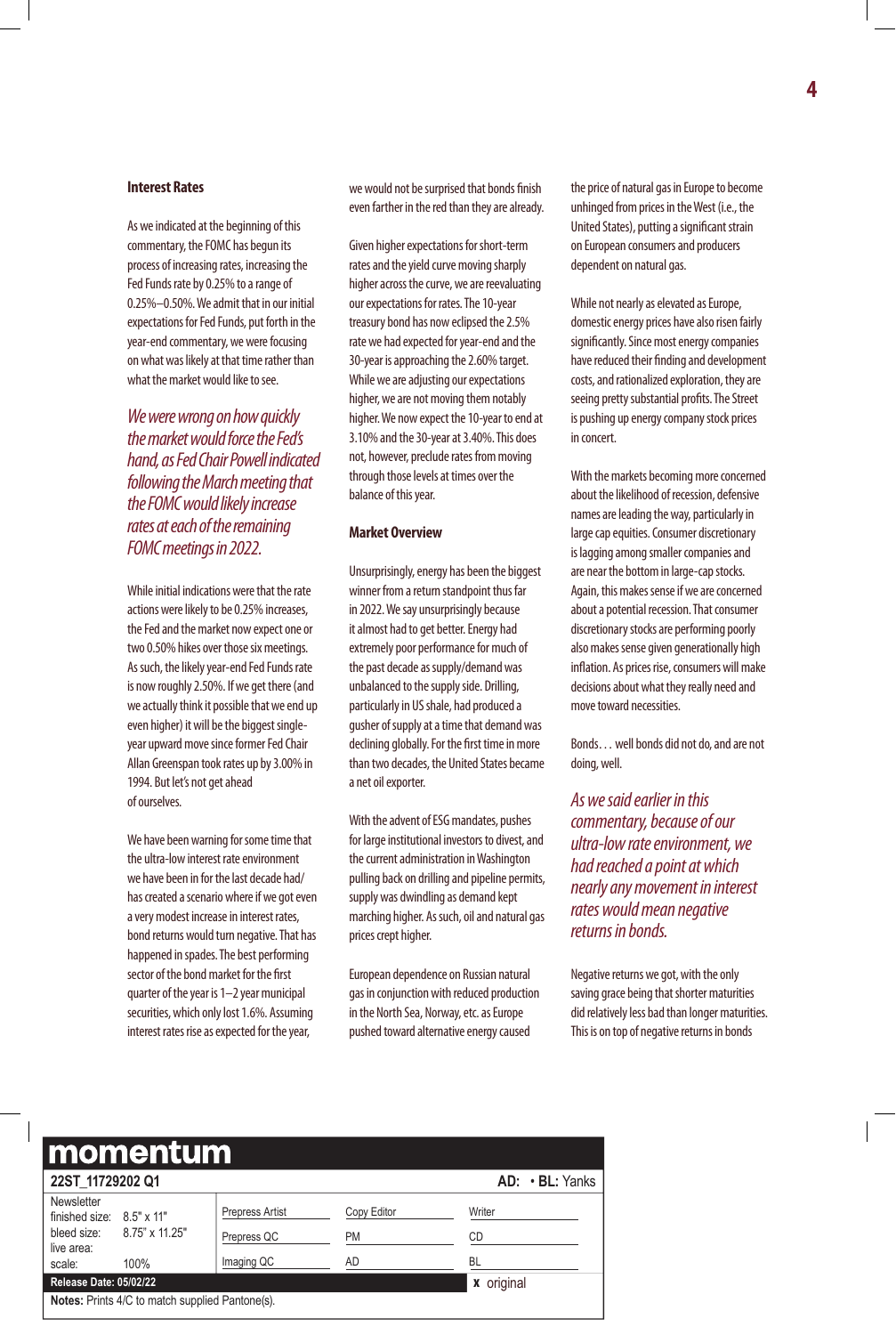### Interest Rates

As we indicated at the beginning of this commentary, the FOMC has begun its process of increasing rates, increasing the Fed Funds rate by 0.25% to a range of 0.25%–0.50%. We admit that in our initial expectations for Fed Funds, put forth in the year-end commentary, we were focusing on what was likely at that time rather than what the market would like to see.

*We were wrong on how quickly the market would force the Fed's hand, as Fed Chair Powell indicated following the March meeting that the FOMC would likely increase rates at each of the remaining FOMC meetings in 2022.*

While initial indications were that the rate actions were likely to be 0.25% increases, the Fed and the market now expect one or two 0.50% hikes over those six meetings. As such, the likely year-end Fed Funds rate is now roughly 2.50%. If we get there (and we actually think it possible that we end up even higher) it will be the biggest single-year upward move since former Fed Chair Allan Greenspan took rates up by 3.00% in 1994. But let's not get ahead of ourselves.

We have been warning for some time that the ultra-low interest rate environment we have been in for the last decade had/has created a scenario where if we got even a very modest increase in interest rates, bond returns would turn negative. That has happened in spades. The best performing sector of the bond market for the first quarter of the year is 1–2 year municipal securities, which only lost 1.6%. Assuming interest rates rise as expected for the year, we would not be surprised that bonds finish even farther in the red than they are already.

Given higher expectations for short-term rates and the yield curve moving sharply higher across the curve, we are reevaluating our expectations for rates. The 10-year treasury bond has now eclipsed the 2.5% rate we had expected for year-end and the 30-year is approaching the 2.60% target. While we are adjusting our expectations higher, we are not moving them notably higher. We now expect the 10-year to end at 3.10% and the 30-year at 3.40%. This does not, however, preclude rates from moving through those levels at times over the balance of this year.

### Market Overview

Unsurprisingly, energy has been the biggest winner from a return standpoint thus far in 2022. We say unsurprisingly because it almost had to get better. Energy had extremely poor performance for much of the past decade as supply/demand was unbalanced to the supply side. Drilling, particularly in US shale, had produced a gusher of supply at a time that demand was declining globally. For the first time in more than two decades, the United States became a net oil exporter.

With the advent of ESG mandates, pushes for large institutional investors to divest, and the current administration in Washington pulling back on drilling and pipeline permits, supply was dwindling as demand kept marching higher. As such, oil and natural gas prices crept higher.

European dependence on Russian natural gas in conjunction with reduced production in the North Sea, Norway, etc. as Europe pushed toward alternative energy caused the price of natural gas in Europe to become unhinged from prices in the West (i.e., the United States), putting a significant strain on European consumers and producers dependent on natural gas.

While not nearly as elevated as Europe, domestic energy prices have also risen fairly significantly. Since most energy companies have reduced their finding and development costs, and rationalized exploration, they are seeing pretty substantial profits. The Street is pushing up energy company stock prices in concert.

With the markets becoming more concerned about the likelihood of recession, defensive names are leading the way, particularly in large cap equities. Consumer discretionary is lagging among smaller companies and are near the bottom in large-cap stocks. Again, this makes sense if we are concerned about a potential recession. That consumer discretionary stocks are performing poorly also makes sense given generationally high inflation. As prices rise, consumers will make decisions about what they really need and move toward necessities.

Bonds… well bonds did not do, and are not doing, well.

*As we said earlier in this commentary, because of our ultra-low rate environment, we had reached a point at which nearly any movement in interest rates would mean negative returns in bonds.*

Negative returns we got, with the only saving grace being that shorter maturities did relatively less bad than longer maturities. This is on top of negative returns in bonds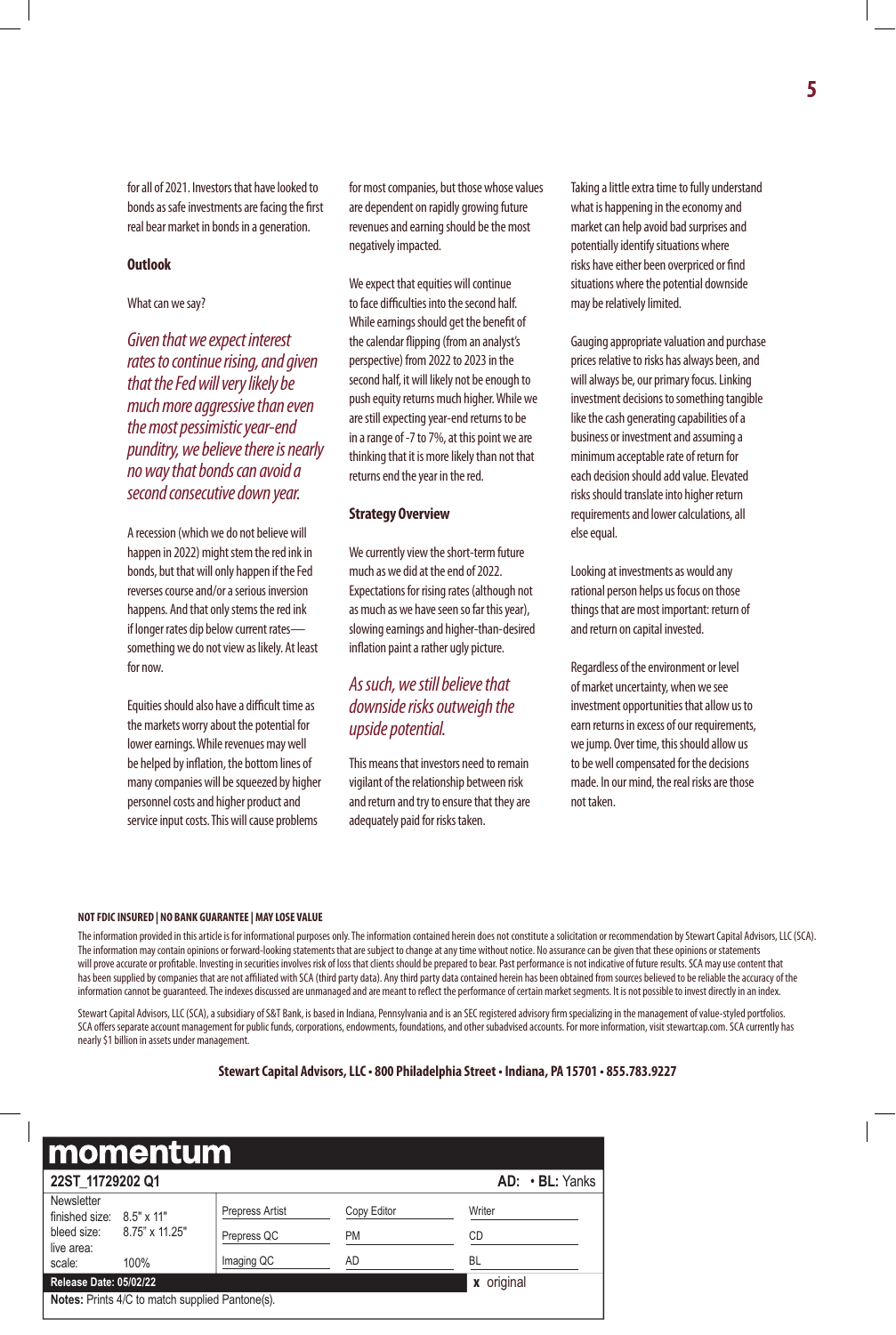for all of 2021. Investors that have looked to bonds as safe investments are facing the first real bear market in bonds in a generation.

### Outlook

What can we say?

*Given that we expect interest rates to continue rising, and given that the Fed will very likely be much more aggressive than even the most pessimistic year-end punditry, we believe there is nearly no way that bonds can avoid a second consecutive down year.*

A recession (which we do not believe will happen in 2022) might stem the red ink in bonds, but that will only happen if the Fed reverses course and/or a serious inversion happens. And that only stems the red ink if longer rates dip below current rates—something we do not view as likely. At least for now.

Equities should also have a difficult time as the markets worry about the potential for lower earnings. While revenues may well be helped by inflation, the bottom lines of many companies will be squeezed by higher personnel costs and higher product and service input costs. This will cause problems for most companies, but those whose values are dependent on rapidly growing future revenues and earning should be the most negatively impacted.

We expect that equities will continue to face difficulties into the second half. While earnings should get the benefit of the calendar flipping (from an analyst's perspective) from 2022 to 2023 in the second half, it will likely not be enough to push equity returns much higher. While we are still expecting year-end returns to be in a range of -7 to 7%, at this point we are thinking that it is more likely than not that returns end the year in the red.

### Strategy Overview

We currently view the short-term future much as we did at the end of 2022. Expectations for rising rates (although not as much as we have seen so far this year), slowing earnings and higher-than-desired inflation paint a rather ugly picture.

*As such, we still believe that downside risks outweigh the upside potential.*

This means that investors need to remain vigilant of the relationship between risk and return and try to ensure that they are adequately paid for risks taken.

Taking a little extra time to fully understand what is happening in the economy and market can help avoid bad surprises and potentially identify situations where risks have either been overpriced or find situations where the potential downside may be relatively limited.

Gauging appropriate valuation and purchase prices relative to risks has always been, and will always be, our primary focus. Linking investment decisions to something tangible like the cash generating capabilities of a business or investment and assuming a minimum acceptable rate of return for each decision should add value. Elevated risks should translate into higher return requirements and lower calculations, all else equal.

Looking at investments as would any rational person helps us focus on those things that are most important: return of and return on capital invested.

Regardless of the environment or level of market uncertainty, when we see investment opportunities that allow us to earn returns in excess of our requirements, we jump. Over time, this should allow us to be well compensated for the decisions made. In our mind, the real risks are those not taken.

**NOT FDIC INSURED | NO BANK GUARANTEE | MAY LOSE VALUE**

The information provided in this article is for informational purposes only. The information contained herein does not constitute a solicitation or recommendation by Stewart Capital Advisors, LLC (SCA). The information may contain opinions or forward-looking statements that are subject to change at any time without notice. No assurance can be given that these opinions or statements will prove accurate or profitable. Investing in securities involves risk of loss that clients should be prepared to bear. Past performance is not indicative of future results. SCA may use content that has been supplied by companies that are not affiliated with SCA (third party data). Any third party data contained herein has been obtained from sources believed to be reliable the accuracy of the information cannot be guaranteed. The indexes discussed are unmanaged and are meant to reflect the performance of certain market segments. It is not possible to invest directly in an index.

Stewart Capital Advisors, LLC (SCA), a subsidiary of S&T Bank, is based in Indiana, Pennsylvania and is an SEC registered advisory firm specializing in the management of value-styled portfolios. SCA offers separate account management for public funds, corporations, endowments, foundations, and other subadvised accounts. For more information, visit stewartcap.com. SCA currently has nearly $1 billion in assets under management.

**Stewart Capital Advisors, LLC • 800 Philadelphia Street • Indiana, PA 15701 • 855.783.9227**

momentum

| 22ST_11729202 Q1 | | | AD: • BL: Yanks |
|---|---|---|---|
| Newsletter finished size: 8.5" x 11" bleed size: 8.75" x 11.25" live area: scale: 100% | Prepress Artist | Copy Editor | Writer |
| | Prepress QC | PM | CD |
| | Imaging QC | AD | BL |
| Release Date: 05/02/22 | | | x original |

**Notes:** Prints 4/C to match supplied Pantone(s).